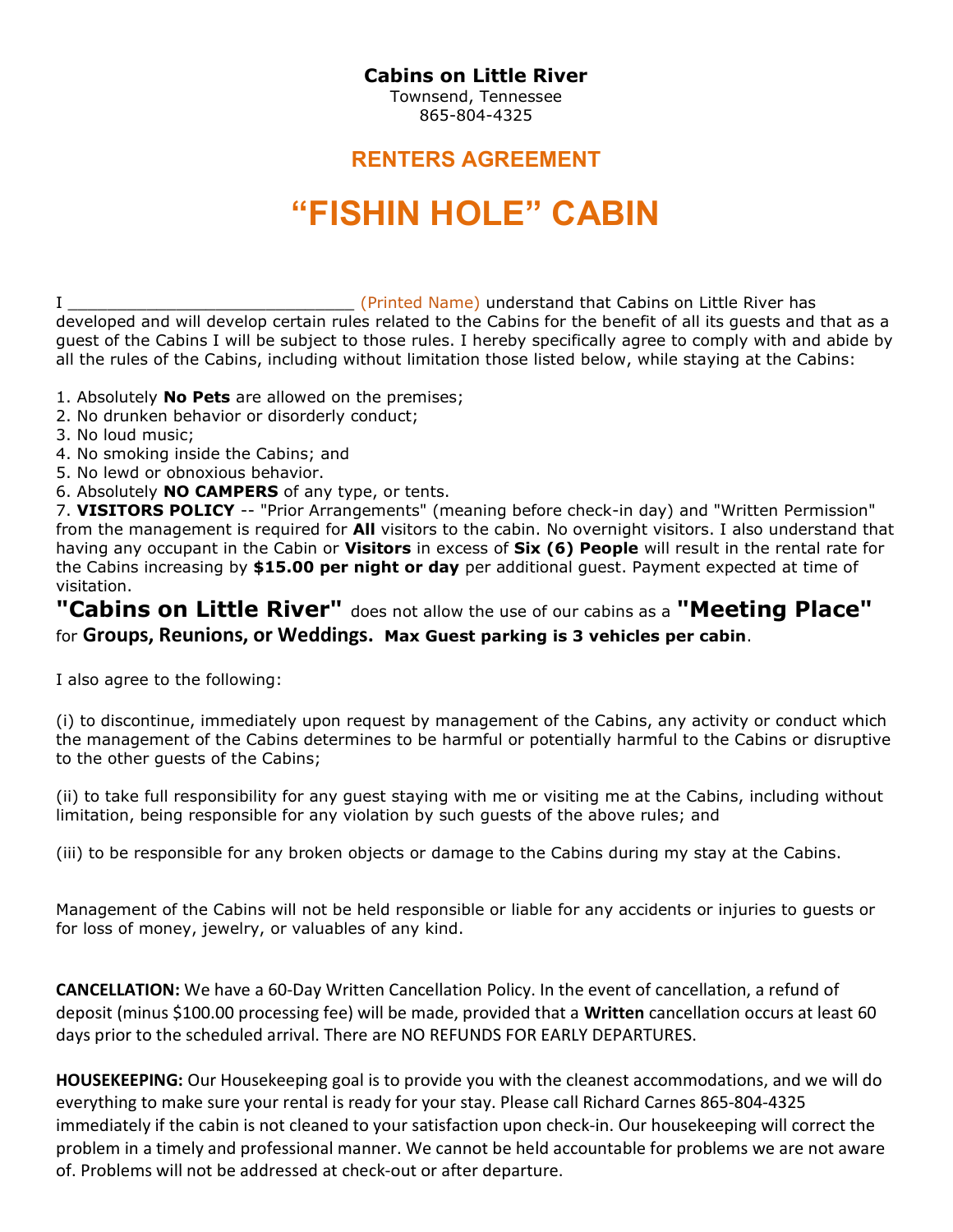**Cabins on Little River**
Townsend, Tennessee
865-804-4325

## RENTERS AGREEMENT

# "FISHIN HOLE" CABIN

I ______________________________ (Printed Name) understand that Cabins on Little River has developed and will develop certain rules related to the Cabins for the benefit of all its guests and that as a guest of the Cabins I will be subject to those rules. I hereby specifically agree to comply with and abide by all the rules of the Cabins, including without limitation those listed below, while staying at the Cabins:

1. Absolutely **No Pets** are allowed on the premises;
2. No drunken behavior or disorderly conduct;
3. No loud music;
4. No smoking inside the Cabins; and
5. No lewd or obnoxious behavior.
6. Absolutely **NO CAMPERS** of any type, or tents.
7. **VISITORS POLICY** -- "Prior Arrangements" (meaning before check-in day) and "Written Permission" from the management is required for **All** visitors to the cabin. No overnight visitors. I also understand that having any occupant in the Cabin or **Visitors** in excess of **Six (6) People** will result in the rental rate for the Cabins increasing by **$15.00 per night or day** per additional guest. Payment expected at time of visitation.

**"Cabins on Little River"** does not allow the use of our cabins as a **"Meeting Place"** for **Groups, Reunions, or Weddings.** **Max Guest parking is 3 vehicles per cabin**.

I also agree to the following:

(i) to discontinue, immediately upon request by management of the Cabins, any activity or conduct which the management of the Cabins determines to be harmful or potentially harmful to the Cabins or disruptive to the other guests of the Cabins;

(ii) to take full responsibility for any guest staying with me or visiting me at the Cabins, including without limitation, being responsible for any violation by such guests of the above rules; and

(iii) to be responsible for any broken objects or damage to the Cabins during my stay at the Cabins.

Management of the Cabins will not be held responsible or liable for any accidents or injuries to guests or for loss of money, jewelry, or valuables of any kind.

**CANCELLATION:** We have a 60-Day Written Cancellation Policy. In the event of cancellation, a refund of deposit (minus $100.00 processing fee) will be made, provided that a **Written** cancellation occurs at least 60 days prior to the scheduled arrival. There are NO REFUNDS FOR EARLY DEPARTURES.

**HOUSEKEEPING:** Our Housekeeping goal is to provide you with the cleanest accommodations, and we will do everything to make sure your rental is ready for your stay. Please call Richard Carnes 865-804-4325 immediately if the cabin is not cleaned to your satisfaction upon check-in. Our housekeeping will correct the problem in a timely and professional manner. We cannot be held accountable for problems we are not aware of. Problems will not be addressed at check-out or after departure.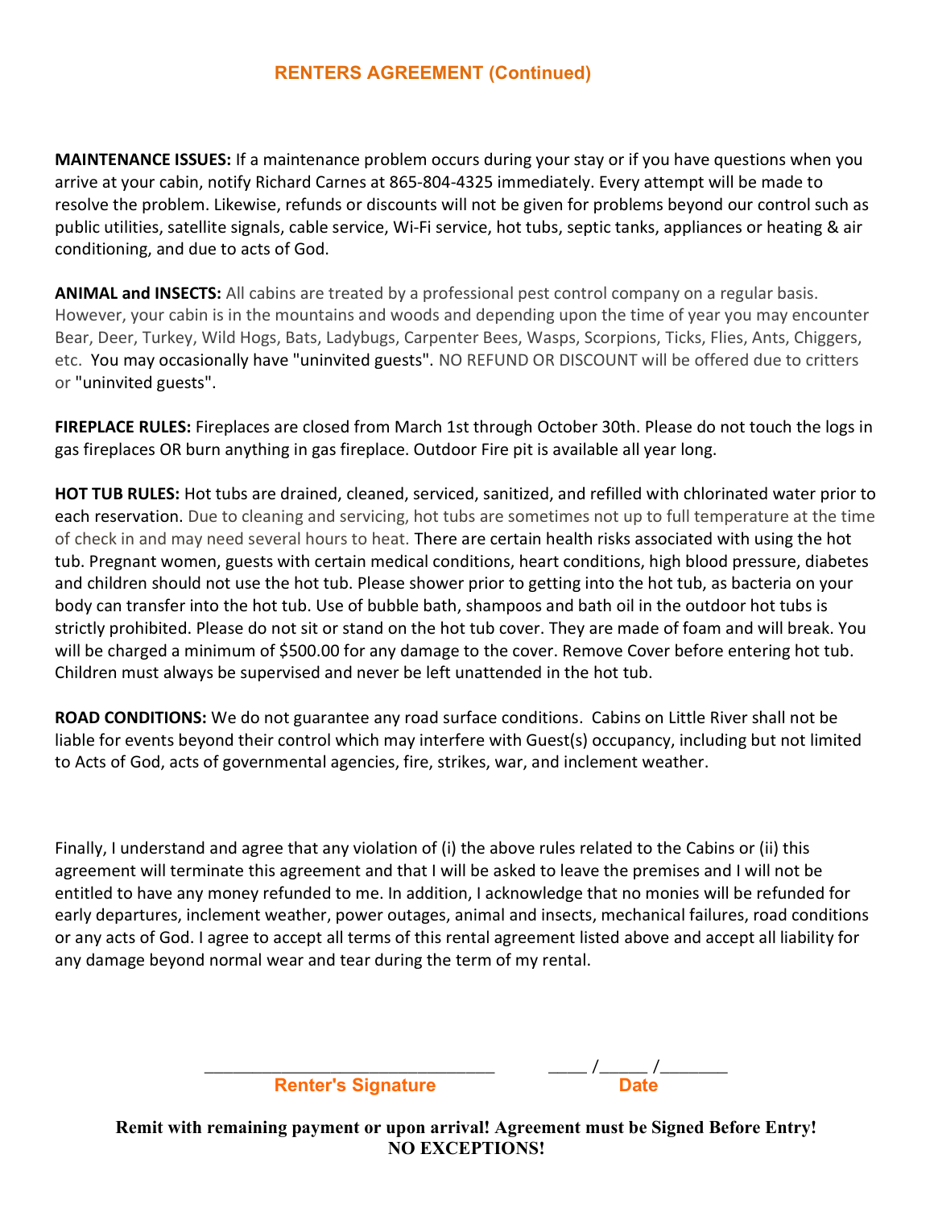## RENTERS AGREEMENT (Continued)

**MAINTENANCE ISSUES:** If a maintenance problem occurs during your stay or if you have questions when you arrive at your cabin, notify Richard Carnes at 865-804-4325 immediately. Every attempt will be made to resolve the problem. Likewise, refunds or discounts will not be given for problems beyond our control such as public utilities, satellite signals, cable service, Wi-Fi service, hot tubs, septic tanks, appliances or heating & air conditioning, and due to acts of God.

**ANIMAL and INSECTS:** All cabins are treated by a professional pest control company on a regular basis. However, your cabin is in the mountains and woods and depending upon the time of year you may encounter Bear, Deer, Turkey, Wild Hogs, Bats, Ladybugs, Carpenter Bees, Wasps, Scorpions, Ticks, Flies, Ants, Chiggers, etc. You may occasionally have "uninvited guests". NO REFUND OR DISCOUNT will be offered due to critters or "uninvited guests".

**FIREPLACE RULES:** Fireplaces are closed from March 1st through October 30th. Please do not touch the logs in gas fireplaces OR burn anything in gas fireplace. Outdoor Fire pit is available all year long.

**HOT TUB RULES:** Hot tubs are drained, cleaned, serviced, sanitized, and refilled with chlorinated water prior to each reservation. Due to cleaning and servicing, hot tubs are sometimes not up to full temperature at the time of check in and may need several hours to heat. There are certain health risks associated with using the hot tub. Pregnant women, guests with certain medical conditions, heart conditions, high blood pressure, diabetes and children should not use the hot tub. Please shower prior to getting into the hot tub, as bacteria on your body can transfer into the hot tub. Use of bubble bath, shampoos and bath oil in the outdoor hot tubs is strictly prohibited. Please do not sit or stand on the hot tub cover. They are made of foam and will break. You will be charged a minimum of $500.00 for any damage to the cover. Remove Cover before entering hot tub. Children must always be supervised and never be left unattended in the hot tub.

**ROAD CONDITIONS:** We do not guarantee any road surface conditions. Cabins on Little River shall not be liable for events beyond their control which may interfere with Guest(s) occupancy, including but not limited to Acts of God, acts of governmental agencies, fire, strikes, war, and inclement weather.

Finally, I understand and agree that any violation of (i) the above rules related to the Cabins or (ii) this agreement will terminate this agreement and that I will be asked to leave the premises and I will not be entitled to have any money refunded to me. In addition, I acknowledge that no monies will be refunded for early departures, inclement weather, power outages, animal and insects, mechanical failures, road conditions or any acts of God. I agree to accept all terms of this rental agreement listed above and accept all liability for any damage beyond normal wear and tear during the term of my rental.

_______________________________ &nbsp;&nbsp;&nbsp;&nbsp; ____ /_____ /_______

**Renter's Signature** &nbsp;&nbsp;&nbsp;&nbsp; **Date**

**Remit with remaining payment or upon arrival! Agreement must be Signed Before Entry! NO EXCEPTIONS!**